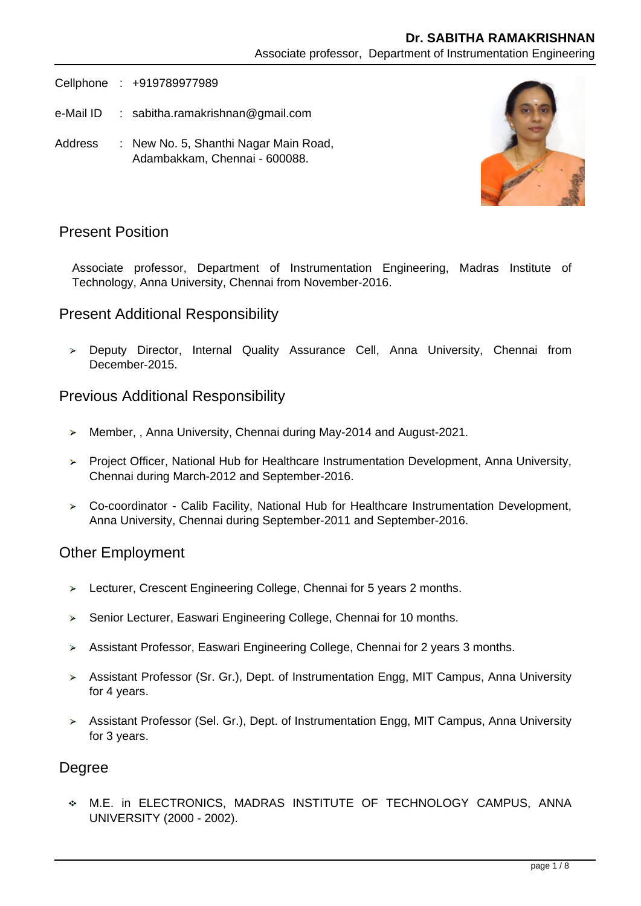# Dr. SABITHA RAMAKRISHNAN

Associate professor, Department of Instrumentation Engineering

Cellphone : +919789977989

e-Mail ID : sabitha.ramakrishnan@gmail.com

Address : New No. 5, Shanthi Nagar Main Road, Adambakkam, Chennai - 600088.

## Present Position

Associate professor, Department of Instrumentation Engineering, Madras Institute of Technology, Anna University, Chennai from November-2016.

## Present Additional Responsibility

- Deputy Director, Internal Quality Assurance Cell, Anna University, Chennai from December-2015.

## Previous Additional Responsibility

- Member, , Anna University, Chennai during May-2014 and August-2021.
- Project Officer, National Hub for Healthcare Instrumentation Development, Anna University, Chennai during March-2012 and September-2016.
- Co-coordinator - Calib Facility, National Hub for Healthcare Instrumentation Development, Anna University, Chennai during September-2011 and September-2016.

## Other Employment

- Lecturer, Crescent Engineering College, Chennai for 5 years 2 months.
- Senior Lecturer, Easwari Engineering College, Chennai for 10 months.
- Assistant Professor, Easwari Engineering College, Chennai for 2 years 3 months.
- Assistant Professor (Sr. Gr.), Dept. of Instrumentation Engg, MIT Campus, Anna University for 4 years.
- Assistant Professor (Sel. Gr.), Dept. of Instrumentation Engg, MIT Campus, Anna University for 3 years.

## Degree

- M.E. in ELECTRONICS, MADRAS INSTITUTE OF TECHNOLOGY CAMPUS, ANNA UNIVERSITY (2000 - 2002).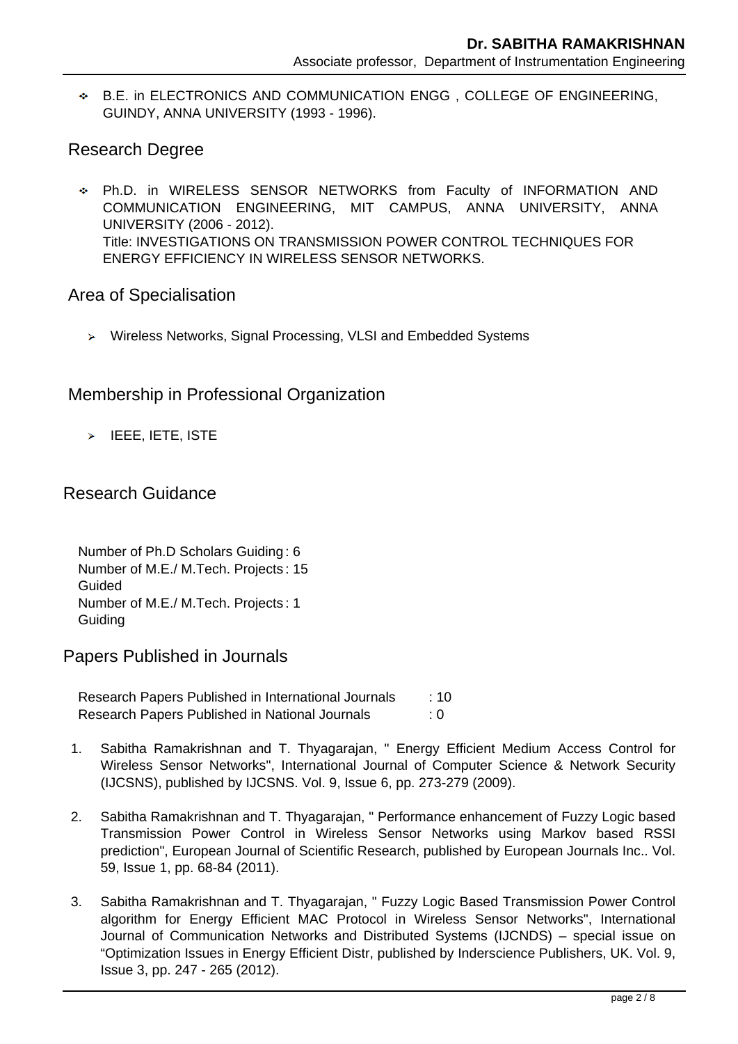- B.E. in ELECTRONICS AND COMMUNICATION ENGG , COLLEGE OF ENGINEERING, GUINDY, ANNA UNIVERSITY (1993 - 1996).

## Research Degree

- Ph.D. in WIRELESS SENSOR NETWORKS from Faculty of INFORMATION AND COMMUNICATION ENGINEERING, MIT CAMPUS, ANNA UNIVERSITY, ANNA UNIVERSITY (2006 - 2012).
  Title: INVESTIGATIONS ON TRANSMISSION POWER CONTROL TECHNIQUES FOR ENERGY EFFICIENCY IN WIRELESS SENSOR NETWORKS.

## Area of Specialisation

- Wireless Networks, Signal Processing, VLSI and Embedded Systems

## Membership in Professional Organization

- IEEE, IETE, ISTE

## Research Guidance

Number of Ph.D Scholars Guiding : 6
Number of M.E./ M.Tech. Projects Guided : 15
Number of M.E./ M.Tech. Projects Guiding : 1

## Papers Published in Journals

Research Papers Published in International Journals : 10
Research Papers Published in National Journals : 0

1. Sabitha Ramakrishnan and T. Thyagarajan, " Energy Efficient Medium Access Control for Wireless Sensor Networks", International Journal of Computer Science & Network Security (IJCSNS), published by IJCSNS. Vol. 9, Issue 6, pp. 273-279 (2009).

2. Sabitha Ramakrishnan and T. Thyagarajan, " Performance enhancement of Fuzzy Logic based Transmission Power Control in Wireless Sensor Networks using Markov based RSSI prediction", European Journal of Scientific Research, published by European Journals Inc.. Vol. 59, Issue 1, pp. 68-84 (2011).

3. Sabitha Ramakrishnan and T. Thyagarajan, " Fuzzy Logic Based Transmission Power Control algorithm for Energy Efficient MAC Protocol in Wireless Sensor Networks", International Journal of Communication Networks and Distributed Systems (IJCNDS) – special issue on "Optimization Issues in Energy Efficient Distr, published by Inderscience Publishers, UK. Vol. 9, Issue 3, pp. 247 - 265 (2012).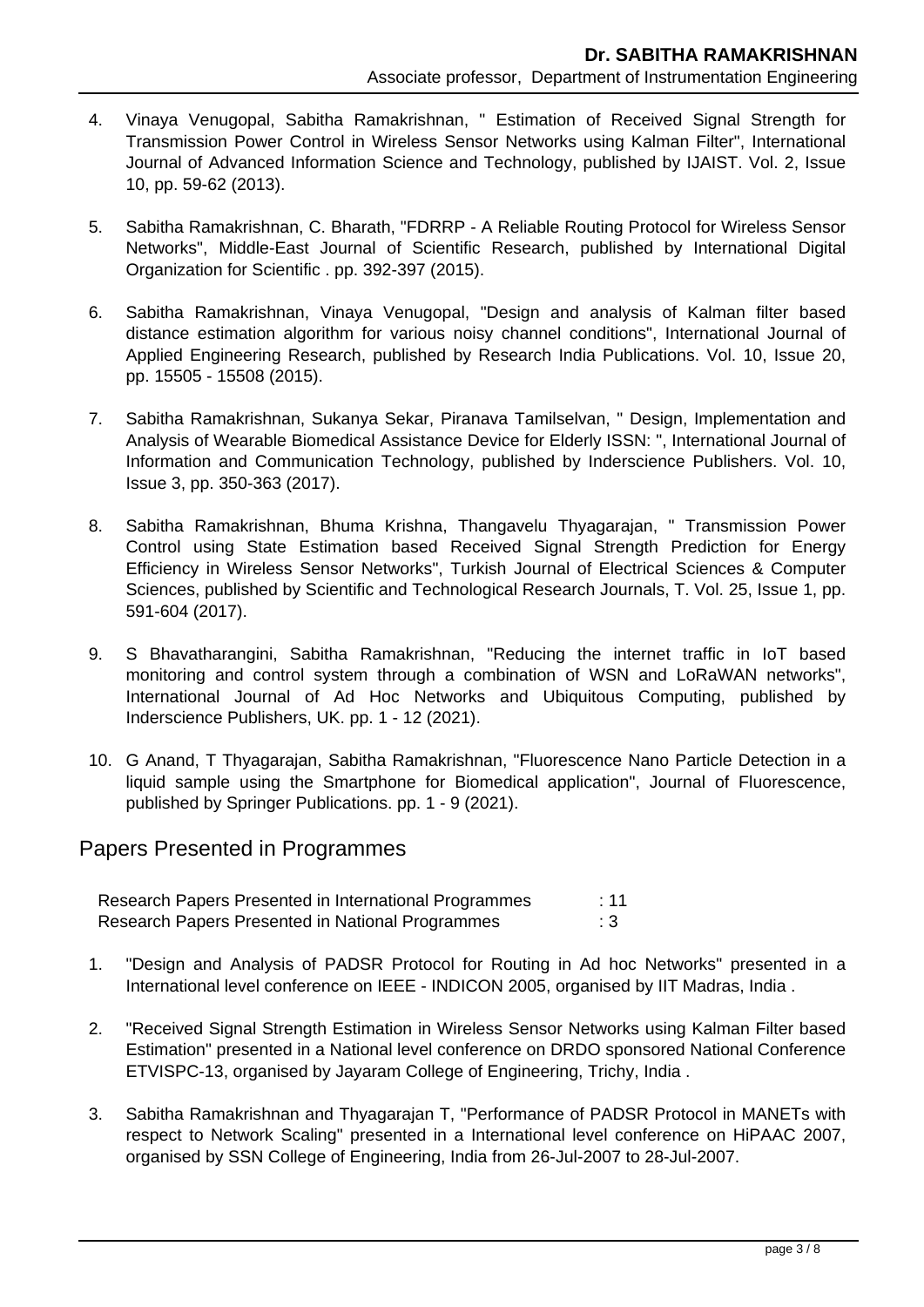4. Vinaya Venugopal, Sabitha Ramakrishnan, " Estimation of Received Signal Strength for Transmission Power Control in Wireless Sensor Networks using Kalman Filter", International Journal of Advanced Information Science and Technology, published by IJAIST. Vol. 2, Issue 10, pp. 59-62 (2013).

5. Sabitha Ramakrishnan, C. Bharath, "FDRRP - A Reliable Routing Protocol for Wireless Sensor Networks", Middle-East Journal of Scientific Research, published by International Digital Organization for Scientific . pp. 392-397 (2015).

6. Sabitha Ramakrishnan, Vinaya Venugopal, "Design and analysis of Kalman filter based distance estimation algorithm for various noisy channel conditions", International Journal of Applied Engineering Research, published by Research India Publications. Vol. 10, Issue 20, pp. 15505 - 15508 (2015).

7. Sabitha Ramakrishnan, Sukanya Sekar, Piranava Tamilselvan, " Design, Implementation and Analysis of Wearable Biomedical Assistance Device for Elderly ISSN: ", International Journal of Information and Communication Technology, published by Inderscience Publishers. Vol. 10, Issue 3, pp. 350-363 (2017).

8. Sabitha Ramakrishnan, Bhuma Krishna, Thangavelu Thyagarajan, " Transmission Power Control using State Estimation based Received Signal Strength Prediction for Energy Efficiency in Wireless Sensor Networks", Turkish Journal of Electrical Sciences & Computer Sciences, published by Scientific and Technological Research Journals, T. Vol. 25, Issue 1, pp. 591-604 (2017).

9. S Bhavatharangini, Sabitha Ramakrishnan, "Reducing the internet traffic in IoT based monitoring and control system through a combination of WSN and LoRaWAN networks", International Journal of Ad Hoc Networks and Ubiquitous Computing, published by Inderscience Publishers, UK. pp. 1 - 12 (2021).

10. G Anand, T Thyagarajan, Sabitha Ramakrishnan, "Fluorescence Nano Particle Detection in a liquid sample using the Smartphone for Biomedical application", Journal of Fluorescence, published by Springer Publications. pp. 1 - 9 (2021).

## Papers Presented in Programmes

| | |
|---|---|
| Research Papers Presented in International Programmes | : 11 |
| Research Papers Presented in National Programmes | : 3 |

1. "Design and Analysis of PADSR Protocol for Routing in Ad hoc Networks" presented in a International level conference on IEEE - INDICON 2005, organised by IIT Madras, India .

2. "Received Signal Strength Estimation in Wireless Sensor Networks using Kalman Filter based Estimation" presented in a National level conference on DRDO sponsored National Conference ETVISPC-13, organised by Jayaram College of Engineering, Trichy, India .

3. Sabitha Ramakrishnan and Thyagarajan T, "Performance of PADSR Protocol in MANETs with respect to Network Scaling" presented in a International level conference on HiPAAC 2007, organised by SSN College of Engineering, India from 26-Jul-2007 to 28-Jul-2007.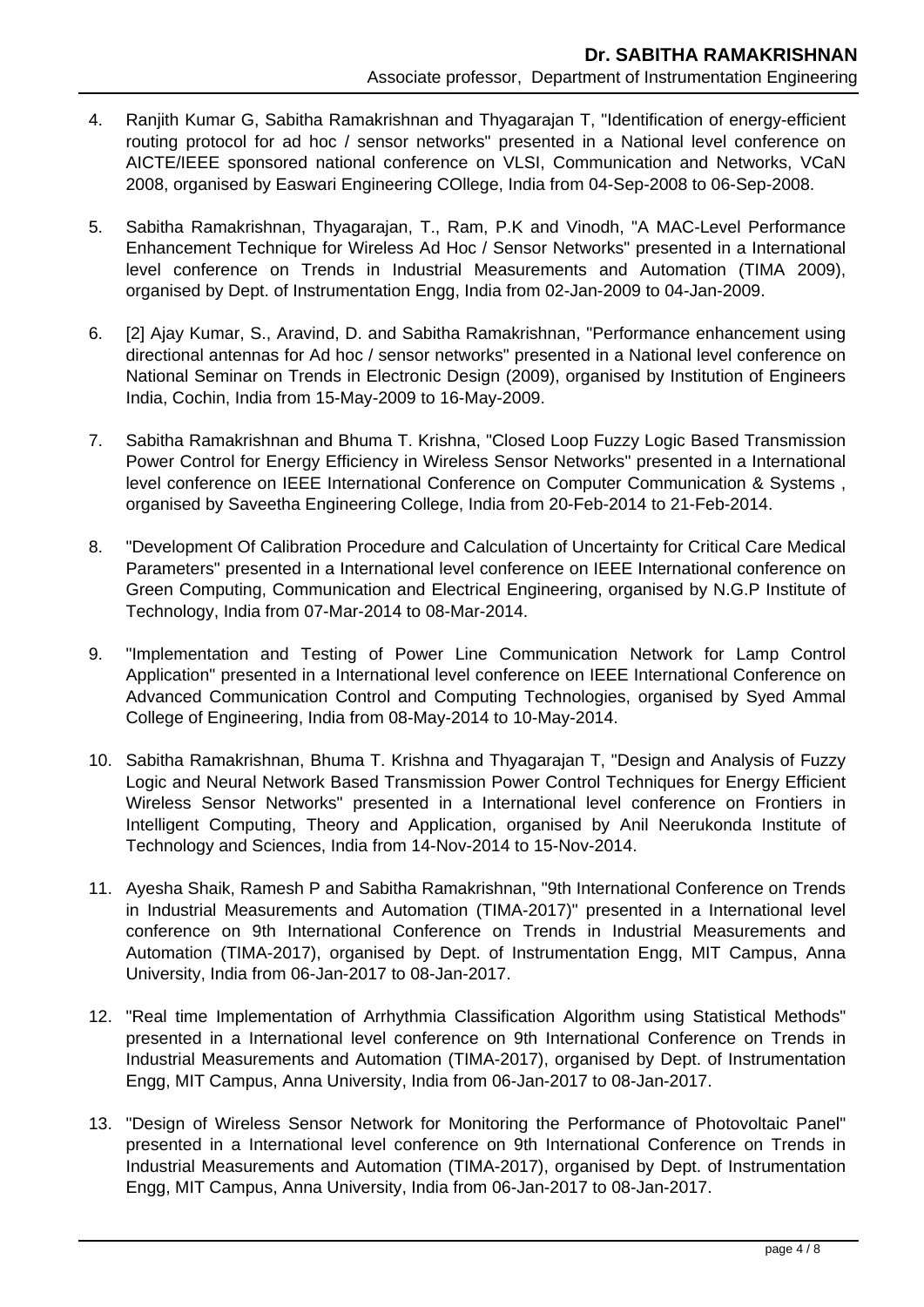4. Ranjith Kumar G, Sabitha Ramakrishnan and Thyagarajan T, "Identification of energy-efficient routing protocol for ad hoc / sensor networks" presented in a National level conference on AICTE/IEEE sponsored national conference on VLSI, Communication and Networks, VCaN 2008, organised by Easwari Engineering COllege, India from 04-Sep-2008 to 06-Sep-2008.

5. Sabitha Ramakrishnan, Thyagarajan, T., Ram, P.K and Vinodh, "A MAC-Level Performance Enhancement Technique for Wireless Ad Hoc / Sensor Networks" presented in a International level conference on Trends in Industrial Measurements and Automation (TIMA 2009), organised by Dept. of Instrumentation Engg, India from 02-Jan-2009 to 04-Jan-2009.

6. [2] Ajay Kumar, S., Aravind, D. and Sabitha Ramakrishnan, "Performance enhancement using directional antennas for Ad hoc / sensor networks" presented in a National level conference on National Seminar on Trends in Electronic Design (2009), organised by Institution of Engineers India, Cochin, India from 15-May-2009 to 16-May-2009.

7. Sabitha Ramakrishnan and Bhuma T. Krishna, "Closed Loop Fuzzy Logic Based Transmission Power Control for Energy Efficiency in Wireless Sensor Networks" presented in a International level conference on IEEE International Conference on Computer Communication & Systems , organised by Saveetha Engineering College, India from 20-Feb-2014 to 21-Feb-2014.

8. "Development Of Calibration Procedure and Calculation of Uncertainty for Critical Care Medical Parameters" presented in a International level conference on IEEE International conference on Green Computing, Communication and Electrical Engineering, organised by N.G.P Institute of Technology, India from 07-Mar-2014 to 08-Mar-2014.

9. "Implementation and Testing of Power Line Communication Network for Lamp Control Application" presented in a International level conference on IEEE International Conference on Advanced Communication Control and Computing Technologies, organised by Syed Ammal College of Engineering, India from 08-May-2014 to 10-May-2014.

10. Sabitha Ramakrishnan, Bhuma T. Krishna and Thyagarajan T, "Design and Analysis of Fuzzy Logic and Neural Network Based Transmission Power Control Techniques for Energy Efficient Wireless Sensor Networks" presented in a International level conference on Frontiers in Intelligent Computing, Theory and Application, organised by Anil Neerukonda Institute of Technology and Sciences, India from 14-Nov-2014 to 15-Nov-2014.

11. Ayesha Shaik, Ramesh P and Sabitha Ramakrishnan, "9th International Conference on Trends in Industrial Measurements and Automation (TIMA-2017)" presented in a International level conference on 9th International Conference on Trends in Industrial Measurements and Automation (TIMA-2017), organised by Dept. of Instrumentation Engg, MIT Campus, Anna University, India from 06-Jan-2017 to 08-Jan-2017.

12. "Real time Implementation of Arrhythmia Classification Algorithm using Statistical Methods" presented in a International level conference on 9th International Conference on Trends in Industrial Measurements and Automation (TIMA-2017), organised by Dept. of Instrumentation Engg, MIT Campus, Anna University, India from 06-Jan-2017 to 08-Jan-2017.

13. "Design of Wireless Sensor Network for Monitoring the Performance of Photovoltaic Panel" presented in a International level conference on 9th International Conference on Trends in Industrial Measurements and Automation (TIMA-2017), organised by Dept. of Instrumentation Engg, MIT Campus, Anna University, India from 06-Jan-2017 to 08-Jan-2017.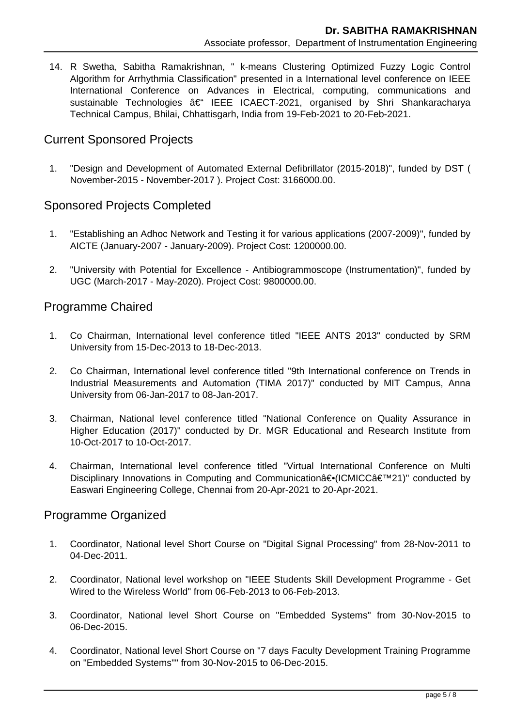14. R Swetha, Sabitha Ramakrishnan, " k-means Clustering Optimized Fuzzy Logic Control Algorithm for Arrhythmia Classification" presented in a International level conference on IEEE International Conference on Advances in Electrical, computing, communications and sustainable Technologies â€“ IEEE ICAECT-2021, organised by Shri Shankaracharya Technical Campus, Bhilai, Chhattisgarh, India from 19-Feb-2021 to 20-Feb-2021.

## Current Sponsored Projects

1. "Design and Development of Automated External Defibrillator (2015-2018)", funded by DST ( November-2015 - November-2017 ). Project Cost: 3166000.00.

## Sponsored Projects Completed

1. "Establishing an Adhoc Network and Testing it for various applications (2007-2009)", funded by AICTE (January-2007 - January-2009). Project Cost: 1200000.00.
2. "University with Potential for Excellence - Antibiogrammoscope (Instrumentation)", funded by UGC (March-2017 - May-2020). Project Cost: 9800000.00.

## Programme Chaired

1. Co Chairman, International level conference titled "IEEE ANTS 2013" conducted by SRM University from 15-Dec-2013 to 18-Dec-2013.
2. Co Chairman, International level conference titled "9th International conference on Trends in Industrial Measurements and Automation (TIMA 2017)" conducted by MIT Campus, Anna University from 06-Jan-2017 to 08-Jan-2017.
3. Chairman, National level conference titled "National Conference on Quality Assurance in Higher Education (2017)" conducted by Dr. MGR Educational and Research Institute from 10-Oct-2017 to 10-Oct-2017.
4. Chairman, International level conference titled "Virtual International Conference on Multi Disciplinary Innovations in Computing and Communicationâ€•(ICMICCâ€™21)" conducted by Easwari Engineering College, Chennai from 20-Apr-2021 to 20-Apr-2021.

## Programme Organized

1. Coordinator, National level Short Course on "Digital Signal Processing" from 28-Nov-2011 to 04-Dec-2011.
2. Coordinator, National level workshop on "IEEE Students Skill Development Programme - Get Wired to the Wireless World" from 06-Feb-2013 to 06-Feb-2013.
3. Coordinator, National level Short Course on "Embedded Systems" from 30-Nov-2015 to 06-Dec-2015.
4. Coordinator, National level Short Course on "7 days Faculty Development Training Programme on "Embedded Systems"" from 30-Nov-2015 to 06-Dec-2015.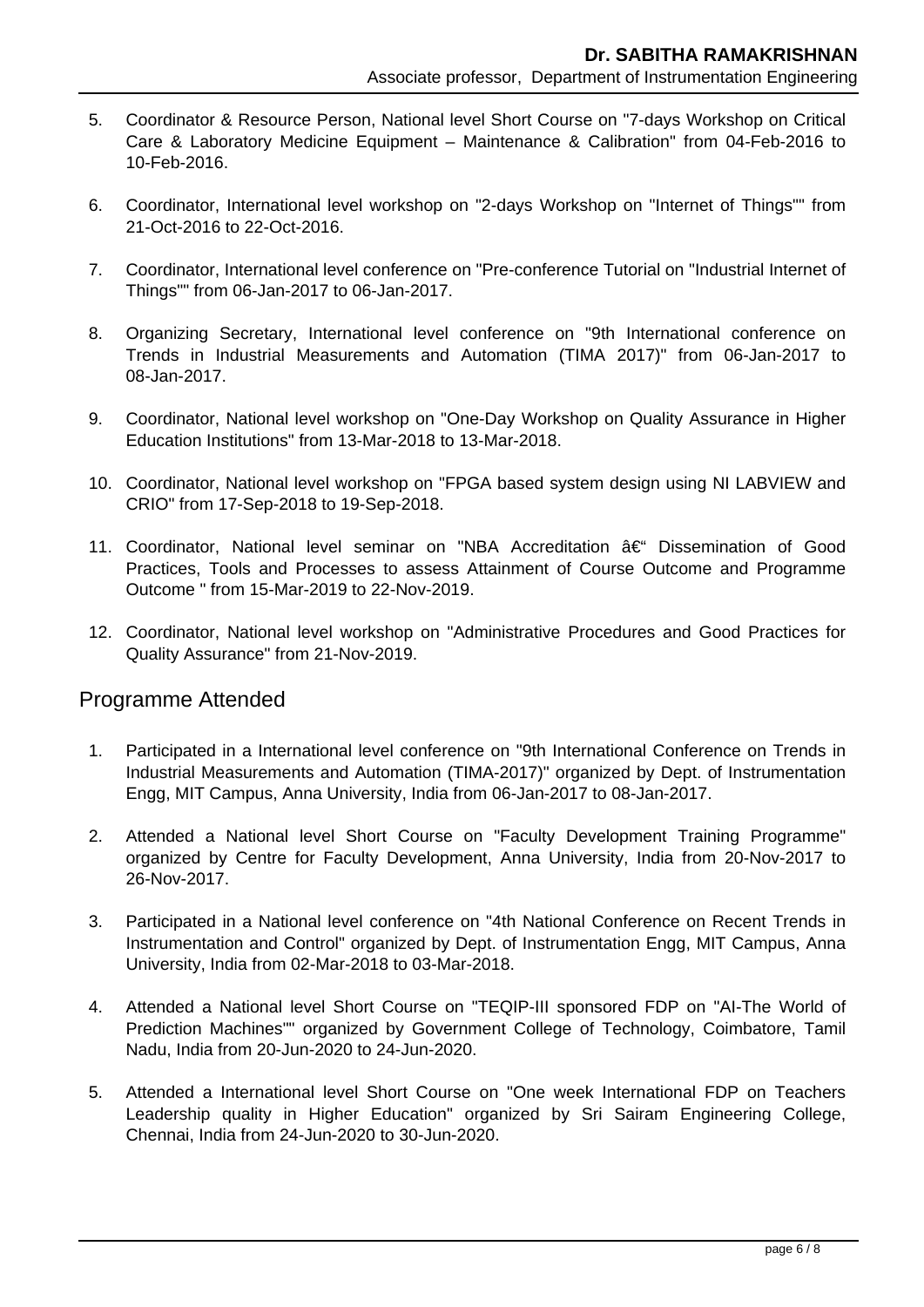5. Coordinator & Resource Person, National level Short Course on "7-days Workshop on Critical Care & Laboratory Medicine Equipment – Maintenance & Calibration" from 04-Feb-2016 to 10-Feb-2016.

6. Coordinator, International level workshop on "2-days Workshop on "Internet of Things"" from 21-Oct-2016 to 22-Oct-2016.

7. Coordinator, International level conference on "Pre-conference Tutorial on "Industrial Internet of Things"" from 06-Jan-2017 to 06-Jan-2017.

8. Organizing Secretary, International level conference on "9th International conference on Trends in Industrial Measurements and Automation (TIMA 2017)" from 06-Jan-2017 to 08-Jan-2017.

9. Coordinator, National level workshop on "One-Day Workshop on Quality Assurance in Higher Education Institutions" from 13-Mar-2018 to 13-Mar-2018.

10. Coordinator, National level workshop on "FPGA based system design using NI LABVIEW and CRIO" from 17-Sep-2018 to 19-Sep-2018.

11. Coordinator, National level seminar on "NBA Accreditation â€" Dissemination of Good Practices, Tools and Processes to assess Attainment of Course Outcome and Programme Outcome " from 15-Mar-2019 to 22-Nov-2019.

12. Coordinator, National level workshop on "Administrative Procedures and Good Practices for Quality Assurance" from 21-Nov-2019.

## Programme Attended

1. Participated in a International level conference on "9th International Conference on Trends in Industrial Measurements and Automation (TIMA-2017)" organized by Dept. of Instrumentation Engg, MIT Campus, Anna University, India from 06-Jan-2017 to 08-Jan-2017.

2. Attended a National level Short Course on "Faculty Development Training Programme" organized by Centre for Faculty Development, Anna University, India from 20-Nov-2017 to 26-Nov-2017.

3. Participated in a National level conference on "4th National Conference on Recent Trends in Instrumentation and Control" organized by Dept. of Instrumentation Engg, MIT Campus, Anna University, India from 02-Mar-2018 to 03-Mar-2018.

4. Attended a National level Short Course on "TEQIP-III sponsored FDP on "AI-The World of Prediction Machines"" organized by Government College of Technology, Coimbatore, Tamil Nadu, India from 20-Jun-2020 to 24-Jun-2020.

5. Attended a International level Short Course on "One week International FDP on Teachers Leadership quality in Higher Education" organized by Sri Sairam Engineering College, Chennai, India from 24-Jun-2020 to 30-Jun-2020.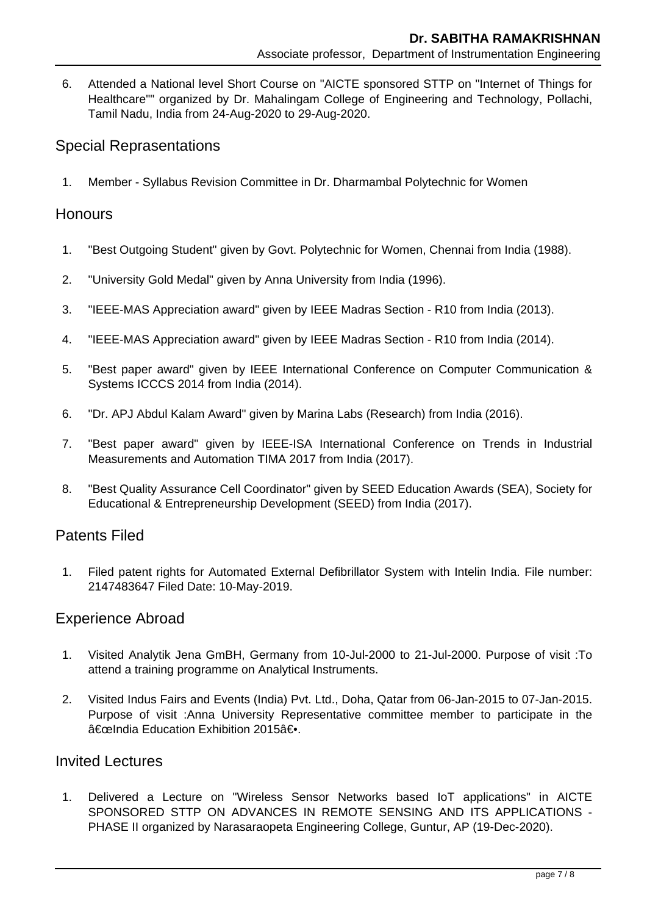6. Attended a National level Short Course on "AICTE sponsored STTP on "Internet of Things for Healthcare"" organized by Dr. Mahalingam College of Engineering and Technology, Pollachi, Tamil Nadu, India from 24-Aug-2020 to 29-Aug-2020.

## Special Reprasentations

1. Member - Syllabus Revision Committee in Dr. Dharmambal Polytechnic for Women

## Honours

1. "Best Outgoing Student" given by Govt. Polytechnic for Women, Chennai from India (1988).
2. "University Gold Medal" given by Anna University from India (1996).
3. "IEEE-MAS Appreciation award" given by IEEE Madras Section - R10 from India (2013).
4. "IEEE-MAS Appreciation award" given by IEEE Madras Section - R10 from India (2014).
5. "Best paper award" given by IEEE International Conference on Computer Communication & Systems ICCCS 2014 from India (2014).
6. "Dr. APJ Abdul Kalam Award" given by Marina Labs (Research) from India (2016).
7. "Best paper award" given by IEEE-ISA International Conference on Trends in Industrial Measurements and Automation TIMA 2017 from India (2017).
8. "Best Quality Assurance Cell Coordinator" given by SEED Education Awards (SEA), Society for Educational & Entrepreneurship Development (SEED) from India (2017).

## Patents Filed

1. Filed patent rights for Automated External Defibrillator System with Intelin India. File number: 2147483647 Filed Date: 10-May-2019.

## Experience Abroad

1. Visited Analytik Jena GmBH, Germany from 10-Jul-2000 to 21-Jul-2000. Purpose of visit :To attend a training programme on Analytical Instruments.
2. Visited Indus Fairs and Events (India) Pvt. Ltd., Doha, Qatar from 06-Jan-2015 to 07-Jan-2015. Purpose of visit :Anna University Representative committee member to participate in the â€œIndia Education Exhibition 2015â€•.

## Invited Lectures

1. Delivered a Lecture on "Wireless Sensor Networks based IoT applications" in AICTE SPONSORED STTP ON ADVANCES IN REMOTE SENSING AND ITS APPLICATIONS - PHASE II organized by Narasaraopeta Engineering College, Guntur, AP (19-Dec-2020).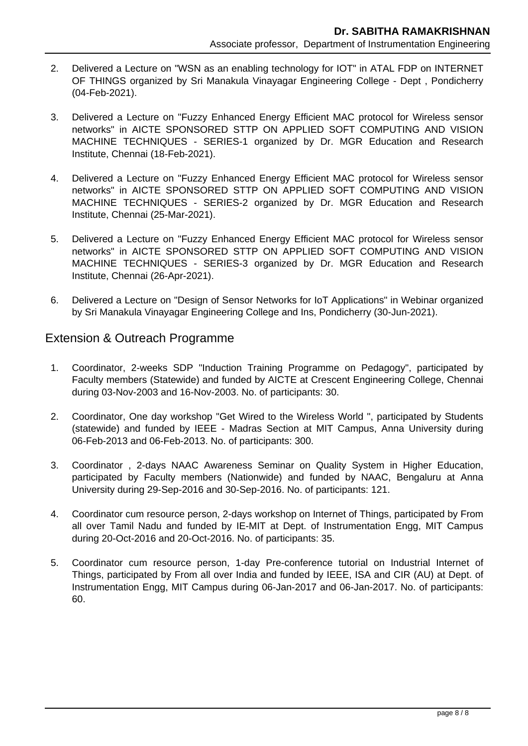2. Delivered a Lecture on "WSN as an enabling technology for IOT" in ATAL FDP on INTERNET OF THINGS organized by Sri Manakula Vinayagar Engineering College - Dept , Pondicherry (04-Feb-2021).

3. Delivered a Lecture on "Fuzzy Enhanced Energy Efficient MAC protocol for Wireless sensor networks" in AICTE SPONSORED STTP ON APPLIED SOFT COMPUTING AND VISION MACHINE TECHNIQUES - SERIES-1 organized by Dr. MGR Education and Research Institute, Chennai (18-Feb-2021).

4. Delivered a Lecture on "Fuzzy Enhanced Energy Efficient MAC protocol for Wireless sensor networks" in AICTE SPONSORED STTP ON APPLIED SOFT COMPUTING AND VISION MACHINE TECHNIQUES - SERIES-2 organized by Dr. MGR Education and Research Institute, Chennai (25-Mar-2021).

5. Delivered a Lecture on "Fuzzy Enhanced Energy Efficient MAC protocol for Wireless sensor networks" in AICTE SPONSORED STTP ON APPLIED SOFT COMPUTING AND VISION MACHINE TECHNIQUES - SERIES-3 organized by Dr. MGR Education and Research Institute, Chennai (26-Apr-2021).

6. Delivered a Lecture on "Design of Sensor Networks for IoT Applications" in Webinar organized by Sri Manakula Vinayagar Engineering College and Ins, Pondicherry (30-Jun-2021).

## Extension & Outreach Programme

1. Coordinator, 2-weeks SDP "Induction Training Programme on Pedagogy", participated by Faculty members (Statewide) and funded by AICTE at Crescent Engineering College, Chennai during 03-Nov-2003 and 16-Nov-2003. No. of participants: 30.

2. Coordinator, One day workshop "Get Wired to the Wireless World ", participated by Students (statewide) and funded by IEEE - Madras Section at MIT Campus, Anna University during 06-Feb-2013 and 06-Feb-2013. No. of participants: 300.

3. Coordinator , 2-days NAAC Awareness Seminar on Quality System in Higher Education, participated by Faculty members (Nationwide) and funded by NAAC, Bengaluru at Anna University during 29-Sep-2016 and 30-Sep-2016. No. of participants: 121.

4. Coordinator cum resource person, 2-days workshop on Internet of Things, participated by From all over Tamil Nadu and funded by IE-MIT at Dept. of Instrumentation Engg, MIT Campus during 20-Oct-2016 and 20-Oct-2016. No. of participants: 35.

5. Coordinator cum resource person, 1-day Pre-conference tutorial on Industrial Internet of Things, participated by From all over India and funded by IEEE, ISA and CIR (AU) at Dept. of Instrumentation Engg, MIT Campus during 06-Jan-2017 and 06-Jan-2017. No. of participants: 60.